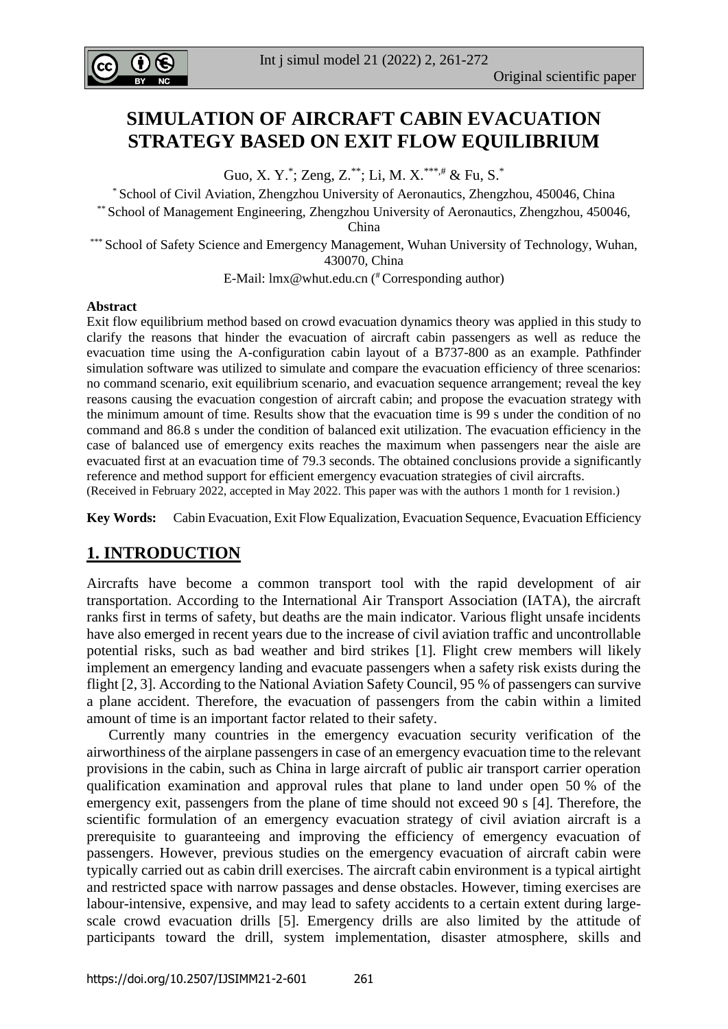# SIMULATION OF AIRCRAFT CABIN EVACUATION STRATEGY BASED ON EXIT FLOW EQUILIBRIUM

Guo, X. Y.[*]; Zeng, Z.[**]; Li, M. X.[***,#] & Fu, S.[*]

[*] School of Civil Aviation, Zhengzhou University of Aeronautics, Zhengzhou, 450046, China

[**] School of Management Engineering, Zhengzhou University of Aeronautics, Zhengzhou, 450046, China

[***] School of Safety Science and Emergency Management, Wuhan University of Technology, Wuhan, 430070, China

E-Mail: lmx@whut.edu.cn ([#] Corresponding author)

**Abstract**

Exit flow equilibrium method based on crowd evacuation dynamics theory was applied in this study to clarify the reasons that hinder the evacuation of aircraft cabin passengers as well as reduce the evacuation time using the A-configuration cabin layout of a B737-800 as an example. Pathfinder simulation software was utilized to simulate and compare the evacuation efficiency of three scenarios: no command scenario, exit equilibrium scenario, and evacuation sequence arrangement; reveal the key reasons causing the evacuation congestion of aircraft cabin; and propose the evacuation strategy with the minimum amount of time. Results show that the evacuation time is 99 s under the condition of no command and 86.8 s under the condition of balanced exit utilization. The evacuation efficiency in the case of balanced use of emergency exits reaches the maximum when passengers near the aisle are evacuated first at an evacuation time of 79.3 seconds. The obtained conclusions provide a significantly reference and method support for efficient emergency evacuation strategies of civil aircrafts.

(Received in February 2022, accepted in May 2022. This paper was with the authors 1 month for 1 revision.)

**Key Words:** Cabin Evacuation, Exit Flow Equalization, Evacuation Sequence, Evacuation Efficiency

## 1. INTRODUCTION

Aircrafts have become a common transport tool with the rapid development of air transportation. According to the International Air Transport Association (IATA), the aircraft ranks first in terms of safety, but deaths are the main indicator. Various flight unsafe incidents have also emerged in recent years due to the increase of civil aviation traffic and uncontrollable potential risks, such as bad weather and bird strikes [1]. Flight crew members will likely implement an emergency landing and evacuate passengers when a safety risk exists during the flight [2, 3]. According to the National Aviation Safety Council, 95 % of passengers can survive a plane accident. Therefore, the evacuation of passengers from the cabin within a limited amount of time is an important factor related to their safety.

Currently many countries in the emergency evacuation security verification of the airworthiness of the airplane passengers in case of an emergency evacuation time to the relevant provisions in the cabin, such as China in large aircraft of public air transport carrier operation qualification examination and approval rules that plane to land under open 50 % of the emergency exit, passengers from the plane of time should not exceed 90 s [4]. Therefore, the scientific formulation of an emergency evacuation strategy of civil aviation aircraft is a prerequisite to guaranteeing and improving the efficiency of emergency evacuation of passengers. However, previous studies on the emergency evacuation of aircraft cabin were typically carried out as cabin drill exercises. The aircraft cabin environment is a typical airtight and restricted space with narrow passages and dense obstacles. However, timing exercises are labour-intensive, expensive, and may lead to safety accidents to a certain extent during large-scale crowd evacuation drills [5]. Emergency drills are also limited by the attitude of participants toward the drill, system implementation, disaster atmosphere, skills and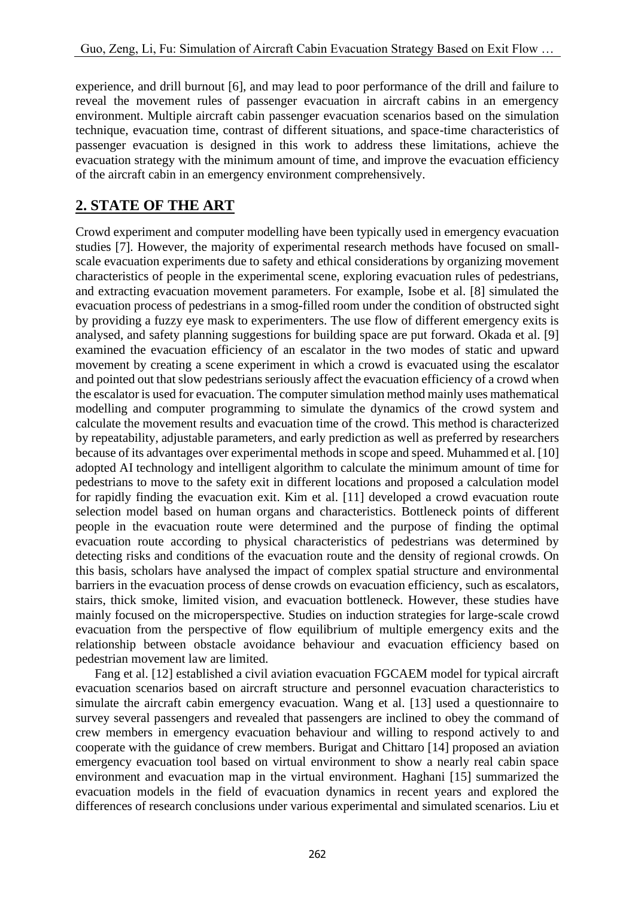experience, and drill burnout [6], and may lead to poor performance of the drill and failure to reveal the movement rules of passenger evacuation in aircraft cabins in an emergency environment. Multiple aircraft cabin passenger evacuation scenarios based on the simulation technique, evacuation time, contrast of different situations, and space-time characteristics of passenger evacuation is designed in this work to address these limitations, achieve the evacuation strategy with the minimum amount of time, and improve the evacuation efficiency of the aircraft cabin in an emergency environment comprehensively.

## 2. STATE OF THE ART

Crowd experiment and computer modelling have been typically used in emergency evacuation studies [7]. However, the majority of experimental research methods have focused on small-scale evacuation experiments due to safety and ethical considerations by organizing movement characteristics of people in the experimental scene, exploring evacuation rules of pedestrians, and extracting evacuation movement parameters. For example, Isobe et al. [8] simulated the evacuation process of pedestrians in a smog-filled room under the condition of obstructed sight by providing a fuzzy eye mask to experimenters. The use flow of different emergency exits is analysed, and safety planning suggestions for building space are put forward. Okada et al. [9] examined the evacuation efficiency of an escalator in the two modes of static and upward movement by creating a scene experiment in which a crowd is evacuated using the escalator and pointed out that slow pedestrians seriously affect the evacuation efficiency of a crowd when the escalator is used for evacuation. The computer simulation method mainly uses mathematical modelling and computer programming to simulate the dynamics of the crowd system and calculate the movement results and evacuation time of the crowd. This method is characterized by repeatability, adjustable parameters, and early prediction as well as preferred by researchers because of its advantages over experimental methods in scope and speed. Muhammed et al. [10] adopted AI technology and intelligent algorithm to calculate the minimum amount of time for pedestrians to move to the safety exit in different locations and proposed a calculation model for rapidly finding the evacuation exit. Kim et al. [11] developed a crowd evacuation route selection model based on human organs and characteristics. Bottleneck points of different people in the evacuation route were determined and the purpose of finding the optimal evacuation route according to physical characteristics of pedestrians was determined by detecting risks and conditions of the evacuation route and the density of regional crowds. On this basis, scholars have analysed the impact of complex spatial structure and environmental barriers in the evacuation process of dense crowds on evacuation efficiency, such as escalators, stairs, thick smoke, limited vision, and evacuation bottleneck. However, these studies have mainly focused on the microperspective. Studies on induction strategies for large-scale crowd evacuation from the perspective of flow equilibrium of multiple emergency exits and the relationship between obstacle avoidance behaviour and evacuation efficiency based on pedestrian movement law are limited.

Fang et al. [12] established a civil aviation evacuation FGCAEM model for typical aircraft evacuation scenarios based on aircraft structure and personnel evacuation characteristics to simulate the aircraft cabin emergency evacuation. Wang et al. [13] used a questionnaire to survey several passengers and revealed that passengers are inclined to obey the command of crew members in emergency evacuation behaviour and willing to respond actively to and cooperate with the guidance of crew members. Burigat and Chittaro [14] proposed an aviation emergency evacuation tool based on virtual environment to show a nearly real cabin space environment and evacuation map in the virtual environment. Haghani [15] summarized the evacuation models in the field of evacuation dynamics in recent years and explored the differences of research conclusions under various experimental and simulated scenarios. Liu et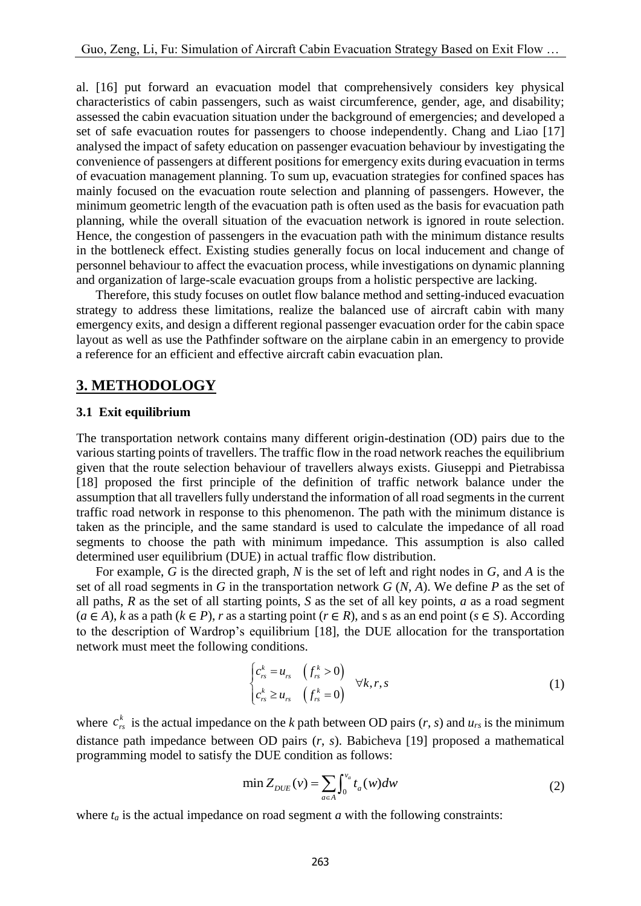al. [16] put forward an evacuation model that comprehensively considers key physical characteristics of cabin passengers, such as waist circumference, gender, age, and disability; assessed the cabin evacuation situation under the background of emergencies; and developed a set of safe evacuation routes for passengers to choose independently. Chang and Liao [17] analysed the impact of safety education on passenger evacuation behaviour by investigating the convenience of passengers at different positions for emergency exits during evacuation in terms of evacuation management planning. To sum up, evacuation strategies for confined spaces has mainly focused on the evacuation route selection and planning of passengers. However, the minimum geometric length of the evacuation path is often used as the basis for evacuation path planning, while the overall situation of the evacuation network is ignored in route selection. Hence, the congestion of passengers in the evacuation path with the minimum distance results in the bottleneck effect. Existing studies generally focus on local inducement and change of personnel behaviour to affect the evacuation process, while investigations on dynamic planning and organization of large-scale evacuation groups from a holistic perspective are lacking.

Therefore, this study focuses on outlet flow balance method and setting-induced evacuation strategy to address these limitations, realize the balanced use of aircraft cabin with many emergency exits, and design a different regional passenger evacuation order for the cabin space layout as well as use the Pathfinder software on the airplane cabin in an emergency to provide a reference for an efficient and effective aircraft cabin evacuation plan.

## 3. METHODOLOGY

### 3.1 Exit equilibrium

The transportation network contains many different origin-destination (OD) pairs due to the various starting points of travellers. The traffic flow in the road network reaches the equilibrium given that the route selection behaviour of travellers always exists. Giuseppi and Pietrabissa [18] proposed the first principle of the definition of traffic network balance under the assumption that all travellers fully understand the information of all road segments in the current traffic road network in response to this phenomenon. The path with the minimum distance is taken as the principle, and the same standard is used to calculate the impedance of all road segments to choose the path with minimum impedance. This assumption is also called determined user equilibrium (DUE) in actual traffic flow distribution.

For example, $G$ is the directed graph, $N$ is the set of left and right nodes in $G$, and $A$ is the set of all road segments in $G$ in the transportation network $G$ ($N$, $A$). We define $P$ as the set of all paths, $R$ as the set of all starting points, $S$ as the set of all key points, $a$ as a road segment ($a \in A$), $k$ as a path ($k \in P$), $r$ as a starting point ($r \in R$), and s as an end point ($s \in S$). According to the description of Wardrop's equilibrium [18], the DUE allocation for the transportation network must meet the following conditions.

$$\begin{cases} c_{rs}^{k} = u_{rs} & \left(f_{rs}^{k} > 0\right) \\ c_{rs}^{k} \geq u_{rs} & \left(f_{rs}^{k} = 0\right) \end{cases} \quad \forall k, r, s \tag{1}$$

where $c_{rs}^{k}$ is the actual impedance on the $k$ path between OD pairs ($r$, $s$) and $u_{rs}$ is the minimum distance path impedance between OD pairs ($r$, $s$). Babicheva [19] proposed a mathematical programming model to satisfy the DUE condition as follows:

$$\min Z_{DUE}(v) = \sum_{a \in A} \int_{0}^{v_a} t_a(w) dw \tag{2}$$

where $t_a$ is the actual impedance on road segment $a$ with the following constraints: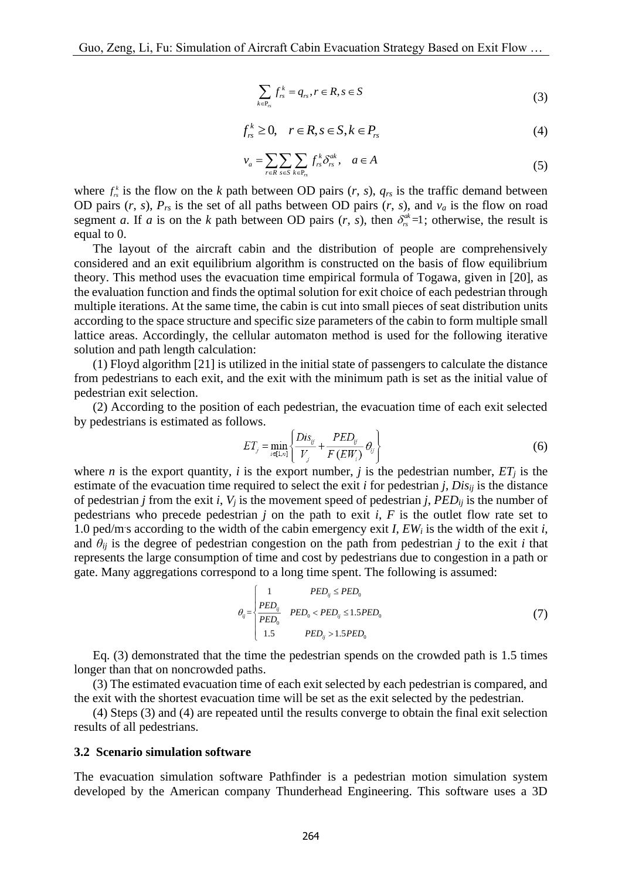$$\sum_{k \in P_{rs}} f_{rs}^{k} = q_{rs}, r \in R, s \in S \tag{3}$$

$$f_{rs}^{k} \geq 0, \quad r \in R, s \in S, k \in P_{rs} \tag{4}$$

$$v_a = \sum_{r \in R} \sum_{s \in S} \sum_{k \in P_{rs}} f_{rs}^{k} \delta_{rs}^{ak}, \quad a \in A \tag{5}$$

where $f_{rs}^{k}$ is the flow on the *k* path between OD pairs (*r*, *s*), $q_{rs}$ is the traffic demand between OD pairs (*r*, *s*), $P_{rs}$ is the set of all paths between OD pairs (*r*, *s*), and $v_a$ is the flow on road segment *a*. If *a* is on the *k* path between OD pairs (*r*, *s*), then $\delta_{rs}^{ak}$=1; otherwise, the result is equal to 0.

The layout of the aircraft cabin and the distribution of people are comprehensively considered and an exit equilibrium algorithm is constructed on the basis of flow equilibrium theory. This method uses the evacuation time empirical formula of Togawa, given in [20], as the evaluation function and finds the optimal solution for exit choice of each pedestrian through multiple iterations. At the same time, the cabin is cut into small pieces of seat distribution units according to the space structure and specific size parameters of the cabin to form multiple small lattice areas. Accordingly, the cellular automaton method is used for the following iterative solution and path length calculation:

(1) Floyd algorithm [21] is utilized in the initial state of passengers to calculate the distance from pedestrians to each exit, and the exit with the minimum path is set as the initial value of pedestrian exit selection.

(2) According to the position of each pedestrian, the evacuation time of each exit selected by pedestrians is estimated as follows.

$$ET_j = \min_{i \in [1,n]} \left\{ \frac{Dis_{ij}}{V_j} + \frac{PED_{ij}}{F(EW_i)} \theta_{ij} \right\} \tag{6}$$

where *n* is the export quantity, *i* is the export number, *j* is the pedestrian number, $ET_j$ is the estimate of the evacuation time required to select the exit *i* for pedestrian *j*, $Dis_{ij}$ is the distance of pedestrian *j* from the exit *i*, $V_j$ is the movement speed of pedestrian *j*, $PED_{ij}$ is the number of pedestrians who precede pedestrian *j* on the path to exit *i*, *F* is the outlet flow rate set to 1.0 ped/m·s according to the width of the cabin emergency exit *I*, $EW_i$ is the width of the exit *i*, and $\theta_{ij}$ is the degree of pedestrian congestion on the path from pedestrian *j* to the exit *i* that represents the large consumption of time and cost by pedestrians due to congestion in a path or gate. Many aggregations correspond to a long time spent. The following is assumed:

$$\theta_{ij} = \begin{cases} 1 & PED_{ij} \leq PED_0 \\ \dfrac{PED_{ij}}{PED_0} & PED_0 < PED_{ij} \leq 1.5 PED_0 \\ 1.5 & PED_{ij} > 1.5 PED_0 \end{cases} \tag{7}$$

Eq. (3) demonstrated that the time the pedestrian spends on the crowded path is 1.5 times longer than that on noncrowded paths.

(3) The estimated evacuation time of each exit selected by each pedestrian is compared, and the exit with the shortest evacuation time will be set as the exit selected by the pedestrian.

(4) Steps (3) and (4) are repeated until the results converge to obtain the final exit selection results of all pedestrians.

### 3.2 Scenario simulation software

The evacuation simulation software Pathfinder is a pedestrian motion simulation system developed by the American company Thunderhead Engineering. This software uses a 3D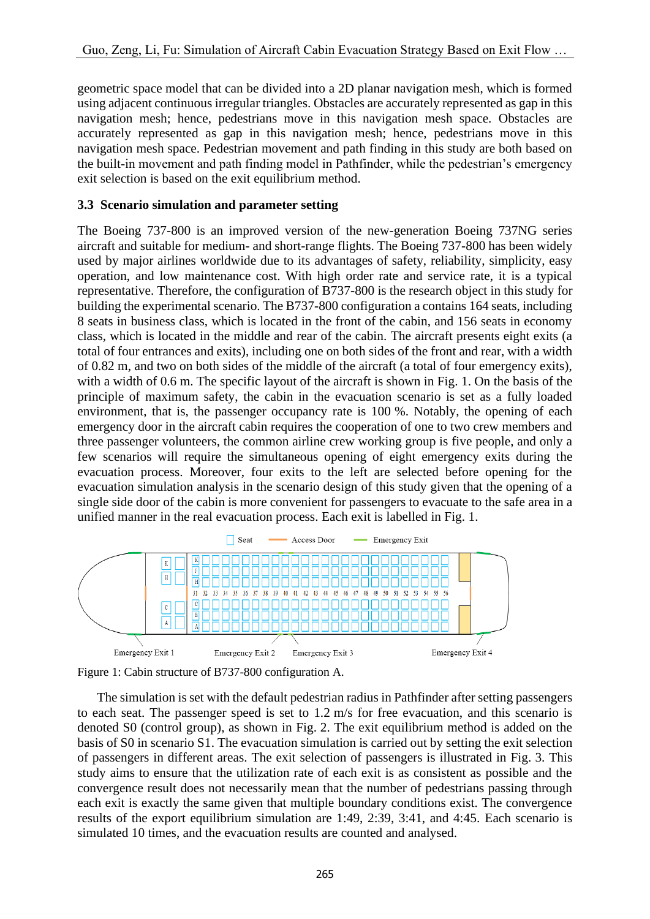geometric space model that can be divided into a 2D planar navigation mesh, which is formed using adjacent continuous irregular triangles. Obstacles are accurately represented as gap in this navigation mesh; hence, pedestrians move in this navigation mesh space. Obstacles are accurately represented as gap in this navigation mesh; hence, pedestrians move in this navigation mesh space. Pedestrian movement and path finding in this study are both based on the built-in movement and path finding model in Pathfinder, while the pedestrian's emergency exit selection is based on the exit equilibrium method.

### 3.3 Scenario simulation and parameter setting

The Boeing 737-800 is an improved version of the new-generation Boeing 737NG series aircraft and suitable for medium- and short-range flights. The Boeing 737-800 has been widely used by major airlines worldwide due to its advantages of safety, reliability, simplicity, easy operation, and low maintenance cost. With high order rate and service rate, it is a typical representative. Therefore, the configuration of B737-800 is the research object in this study for building the experimental scenario. The B737-800 configuration a contains 164 seats, including 8 seats in business class, which is located in the front of the cabin, and 156 seats in economy class, which is located in the middle and rear of the cabin. The aircraft presents eight exits (a total of four entrances and exits), including one on both sides of the front and rear, with a width of 0.82 m, and two on both sides of the middle of the aircraft (a total of four emergency exits), with a width of 0.6 m. The specific layout of the aircraft is shown in Fig. 1. On the basis of the principle of maximum safety, the cabin in the evacuation scenario is set as a fully loaded environment, that is, the passenger occupancy rate is 100 %. Notably, the opening of each emergency door in the aircraft cabin requires the cooperation of one to two crew members and three passenger volunteers, the common airline crew working group is five people, and only a few scenarios will require the simultaneous opening of eight emergency exits during the evacuation process. Moreover, four exits to the left are selected before opening for the evacuation simulation analysis in the scenario design of this study given that the opening of a single side door of the cabin is more convenient for passengers to evacuate to the safe area in a unified manner in the real evacuation process. Each exit is labelled in Fig. 1.

Seat
Access Door
Emergency Exit
K
H
C
A
K
J
H
31 32 33 34 35 36 37 38 39 40 41 42 43 44 45 46 47 48 49 50 51 52 53 54 55 56
C
B
A
Emergency Exit 1
Emergency Exit 2
Emergency Exit 3
Emergency Exit 4

Figure 1: Cabin structure of B737-800 configuration A.

The simulation is set with the default pedestrian radius in Pathfinder after setting passengers to each seat. The passenger speed is set to 1.2 m/s for free evacuation, and this scenario is denoted S0 (control group), as shown in Fig. 2. The exit equilibrium method is added on the basis of S0 in scenario S1. The evacuation simulation is carried out by setting the exit selection of passengers in different areas. The exit selection of passengers is illustrated in Fig. 3. This study aims to ensure that the utilization rate of each exit is as consistent as possible and the convergence result does not necessarily mean that the number of pedestrians passing through each exit is exactly the same given that multiple boundary conditions exist. The convergence results of the export equilibrium simulation are 1:49, 2:39, 3:41, and 4:45. Each scenario is simulated 10 times, and the evacuation results are counted and analysed.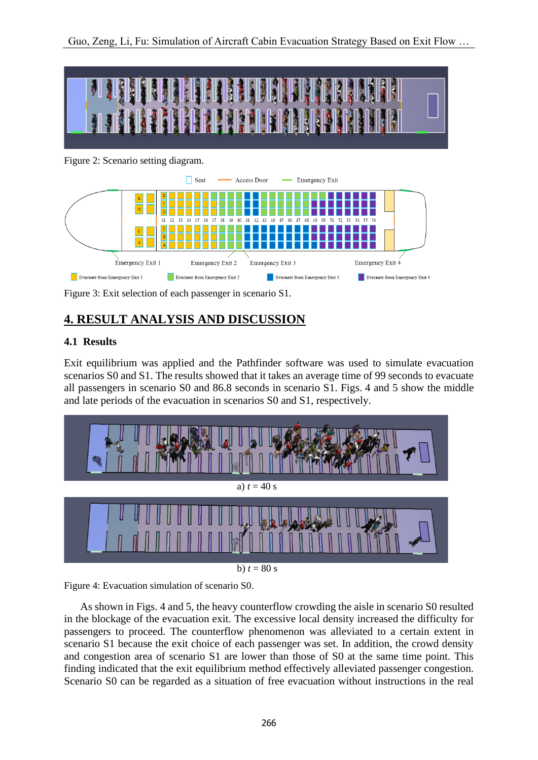Figure 2: Scenario setting diagram.

Seat — Access Door — Emergency Exit

Emergency Exit 1 Emergency Exit 2 Emergency Exit 3 Emergency Exit 4

Evacuate from Emergency Exit 1 Evacuate from Emergency Exit 2 Evacuate from Emergency Exit 3 Evacuate from Emergency Exit 4

Figure 3: Exit selection of each passenger in scenario S1.

## 4. RESULT ANALYSIS AND DISCUSSION

### 4.1 Results

Exit equilibrium was applied and the Pathfinder software was used to simulate evacuation scenarios S0 and S1. The results showed that it takes an average time of 99 seconds to evacuate all passengers in scenario S0 and 86.8 seconds in scenario S1. Figs. 4 and 5 show the middle and late periods of the evacuation in scenarios S0 and S1, respectively.

a) $t$ = 40 s

b) $t$ = 80 s

Figure 4: Evacuation simulation of scenario S0.

As shown in Figs. 4 and 5, the heavy counterflow crowding the aisle in scenario S0 resulted in the blockage of the evacuation exit. The excessive local density increased the difficulty for passengers to proceed. The counterflow phenomenon was alleviated to a certain extent in scenario S1 because the exit choice of each passenger was set. In addition, the crowd density and congestion area of scenario S1 are lower than those of S0 at the same time point. This finding indicated that the exit equilibrium method effectively alleviated passenger congestion. Scenario S0 can be regarded as a situation of free evacuation without instructions in the real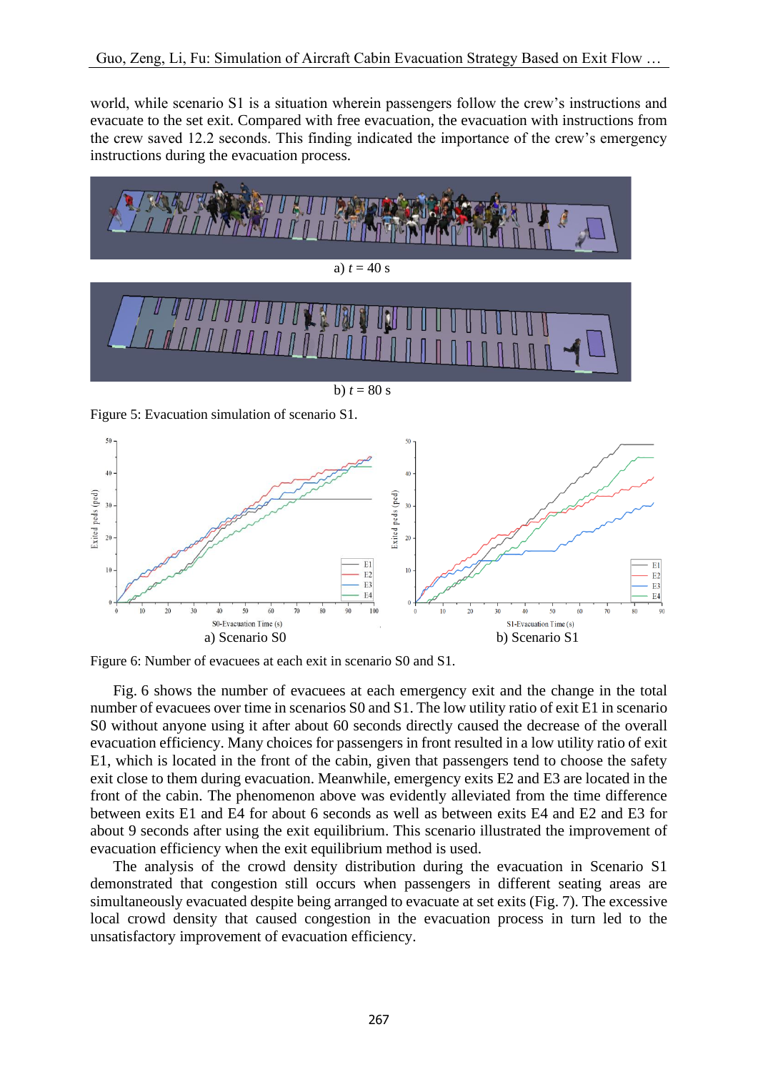world, while scenario S1 is a situation wherein passengers follow the crew's instructions and evacuate to the set exit. Compared with free evacuation, the evacuation with instructions from the crew saved 12.2 seconds. This finding indicated the importance of the crew's emergency instructions during the evacuation process.

a) $t$ = 40 s

b) $t$ = 80 s

Figure 5: Evacuation simulation of scenario S1.

Exited peds (ped)

S0-Evacuation Time (s)

E1
E2
E3
E4

a) Scenario S0

Exited peds (ped)

S1-Evacuation Time (s)

E1
E2
E3
E4

b) Scenario S1

Figure 6: Number of evacuees at each exit in scenario S0 and S1.

Fig. 6 shows the number of evacuees at each emergency exit and the change in the total number of evacuees over time in scenarios S0 and S1. The low utility ratio of exit E1 in scenario S0 without anyone using it after about 60 seconds directly caused the decrease of the overall evacuation efficiency. Many choices for passengers in front resulted in a low utility ratio of exit E1, which is located in the front of the cabin, given that passengers tend to choose the safety exit close to them during evacuation. Meanwhile, emergency exits E2 and E3 are located in the front of the cabin. The phenomenon above was evidently alleviated from the time difference between exits E1 and E4 for about 6 seconds as well as between exits E4 and E2 and E3 for about 9 seconds after using the exit equilibrium. This scenario illustrated the improvement of evacuation efficiency when the exit equilibrium method is used.

The analysis of the crowd density distribution during the evacuation in Scenario S1 demonstrated that congestion still occurs when passengers in different seating areas are simultaneously evacuated despite being arranged to evacuate at set exits (Fig. 7). The excessive local crowd density that caused congestion in the evacuation process in turn led to the unsatisfactory improvement of evacuation efficiency.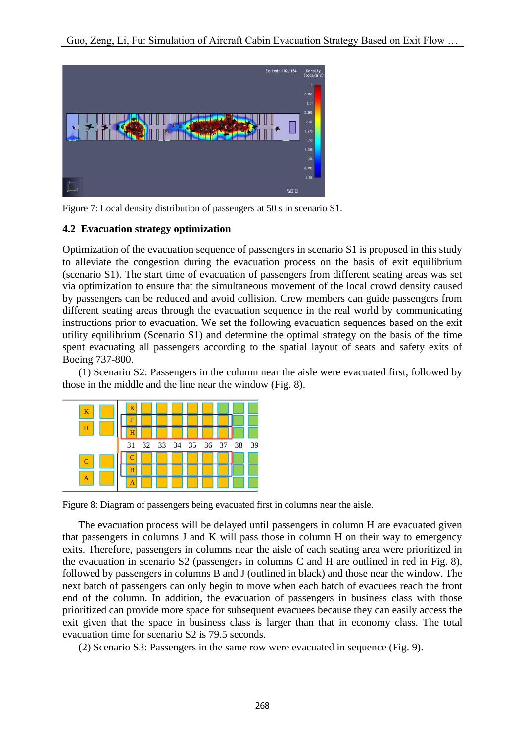Figure 7: Local density distribution of passengers at 50 s in scenario S1.

### 4.2 Evacuation strategy optimization

Optimization of the evacuation sequence of passengers in scenario S1 is proposed in this study to alleviate the congestion during the evacuation process on the basis of exit equilibrium (scenario S1). The start time of evacuation of passengers from different seating areas was set via optimization to ensure that the simultaneous movement of the local crowd density caused by passengers can be reduced and avoid collision. Crew members can guide passengers from different seating areas through the evacuation sequence in the real world by communicating instructions prior to evacuation. We set the following evacuation sequences based on the exit utility equilibrium (Scenario S1) and determine the optimal strategy on the basis of the time spent evacuating all passengers according to the spatial layout of seats and safety exits of Boeing 737-800.

(1) Scenario S2: Passengers in the column near the aisle were evacuated first, followed by those in the middle and the line near the window (Fig. 8).

Figure 8: Diagram of passengers being evacuated first in columns near the aisle.

The evacuation process will be delayed until passengers in column H are evacuated given that passengers in columns J and K will pass those in column H on their way to emergency exits. Therefore, passengers in columns near the aisle of each seating area were prioritized in the evacuation in scenario S2 (passengers in columns C and H are outlined in red in Fig. 8), followed by passengers in columns B and J (outlined in black) and those near the window. The next batch of passengers can only begin to move when each batch of evacuees reach the front end of the column. In addition, the evacuation of passengers in business class with those prioritized can provide more space for subsequent evacuees because they can easily access the exit given that the space in business class is larger than that in economy class. The total evacuation time for scenario S2 is 79.5 seconds.

(2) Scenario S3: Passengers in the same row were evacuated in sequence (Fig. 9).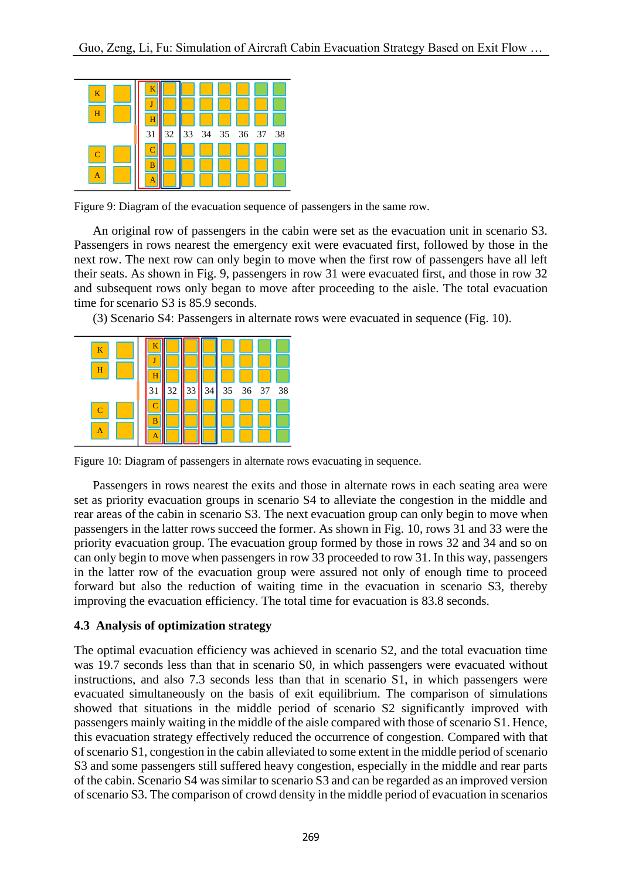K H C A K J H 31 32 33 34 35 36 37 38 C B A

Figure 9: Diagram of the evacuation sequence of passengers in the same row.

An original row of passengers in the cabin were set as the evacuation unit in scenario S3. Passengers in rows nearest the emergency exit were evacuated first, followed by those in the next row. The next row can only begin to move when the first row of passengers have all left their seats. As shown in Fig. 9, passengers in row 31 were evacuated first, and those in row 32 and subsequent rows only began to move after proceeding to the aisle. The total evacuation time for scenario S3 is 85.9 seconds.

(3) Scenario S4: Passengers in alternate rows were evacuated in sequence (Fig. 10).

K H C A K J H 31 32 33 34 35 36 37 38 C B A

Figure 10: Diagram of passengers in alternate rows evacuating in sequence.

Passengers in rows nearest the exits and those in alternate rows in each seating area were set as priority evacuation groups in scenario S4 to alleviate the congestion in the middle and rear areas of the cabin in scenario S3. The next evacuation group can only begin to move when passengers in the latter rows succeed the former. As shown in Fig. 10, rows 31 and 33 were the priority evacuation group. The evacuation group formed by those in rows 32 and 34 and so on can only begin to move when passengers in row 33 proceeded to row 31. In this way, passengers in the latter row of the evacuation group were assured not only of enough time to proceed forward but also the reduction of waiting time in the evacuation in scenario S3, thereby improving the evacuation efficiency. The total time for evacuation is 83.8 seconds.

### 4.3 Analysis of optimization strategy

The optimal evacuation efficiency was achieved in scenario S2, and the total evacuation time was 19.7 seconds less than that in scenario S0, in which passengers were evacuated without instructions, and also 7.3 seconds less than that in scenario S1, in which passengers were evacuated simultaneously on the basis of exit equilibrium. The comparison of simulations showed that situations in the middle period of scenario S2 significantly improved with passengers mainly waiting in the middle of the aisle compared with those of scenario S1. Hence, this evacuation strategy effectively reduced the occurrence of congestion. Compared with that of scenario S1, congestion in the cabin alleviated to some extent in the middle period of scenario S3 and some passengers still suffered heavy congestion, especially in the middle and rear parts of the cabin. Scenario S4 was similar to scenario S3 and can be regarded as an improved version of scenario S3. The comparison of crowd density in the middle period of evacuation in scenarios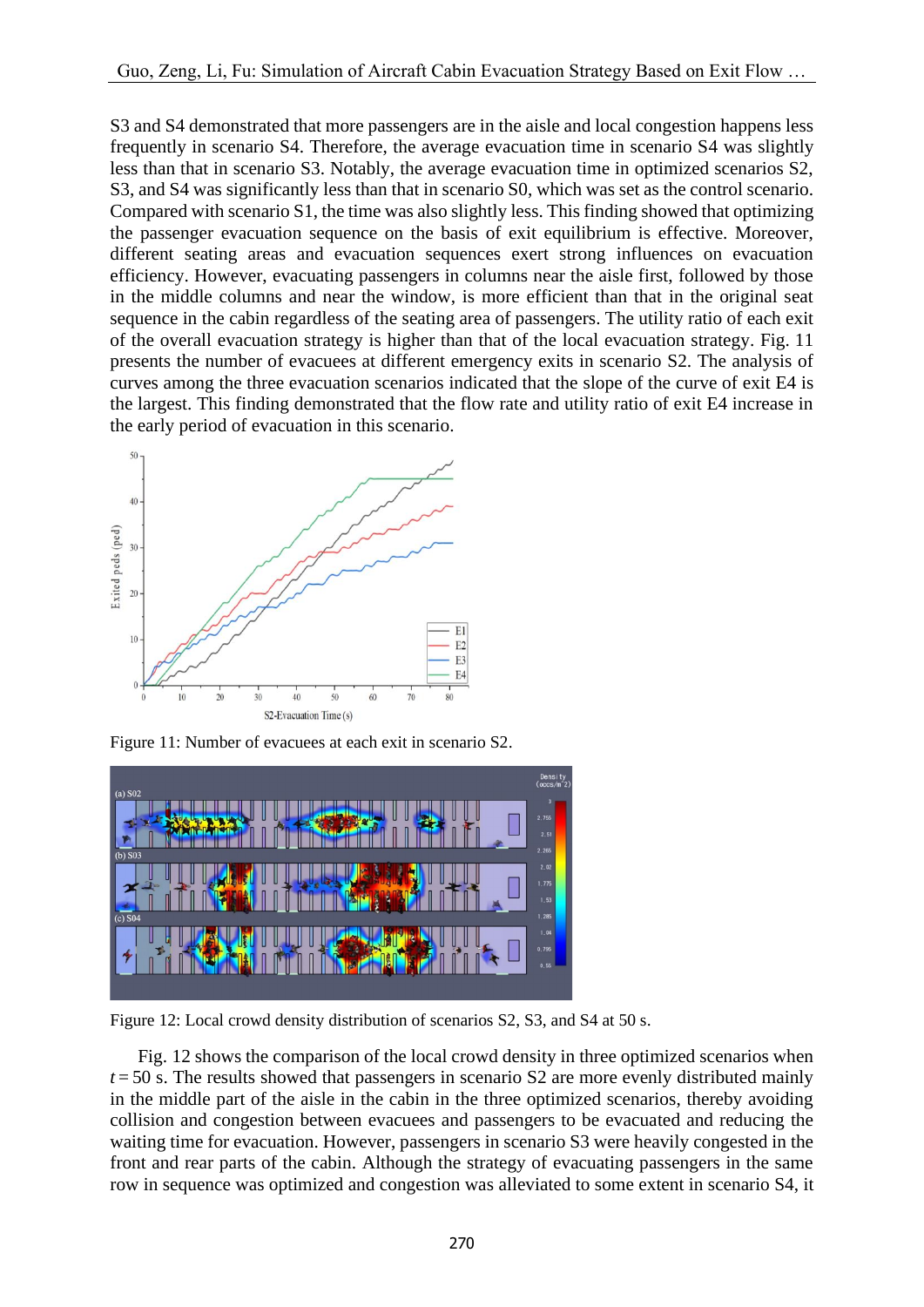S3 and S4 demonstrated that more passengers are in the aisle and local congestion happens less frequently in scenario S4. Therefore, the average evacuation time in scenario S4 was slightly less than that in scenario S3. Notably, the average evacuation time in optimized scenarios S2, S3, and S4 was significantly less than that in scenario S0, which was set as the control scenario. Compared with scenario S1, the time was also slightly less. This finding showed that optimizing the passenger evacuation sequence on the basis of exit equilibrium is effective. Moreover, different seating areas and evacuation sequences exert strong influences on evacuation efficiency. However, evacuating passengers in columns near the aisle first, followed by those in the middle columns and near the window, is more efficient than that in the original seat sequence in the cabin regardless of the seating area of passengers. The utility ratio of each exit of the overall evacuation strategy is higher than that of the local evacuation strategy. Fig. 11 presents the number of evacuees at different emergency exits in scenario S2. The analysis of curves among the three evacuation scenarios indicated that the slope of the curve of exit E4 is the largest. This finding demonstrated that the flow rate and utility ratio of exit E4 increase in the early period of evacuation in this scenario.

Exited peds (ped)
0
10
20
30
40
50
0
10
20
30
40
50
60
70
80
S2-Evacuation Time (s)
E1
E2
E3
E4

Figure 11: Number of evacuees at each exit in scenario S2.

(a) S02
(b) S03
(c) S04
Density (occs/m^2)
3
2.755
2.51
2.265
2.02
1.775
1.53
1.285
1.04
0.795
0.55

Figure 12: Local crowd density distribution of scenarios S2, S3, and S4 at 50 s.

Fig. 12 shows the comparison of the local crowd density in three optimized scenarios when $t = 50$ s. The results showed that passengers in scenario S2 are more evenly distributed mainly in the middle part of the aisle in the cabin in the three optimized scenarios, thereby avoiding collision and congestion between evacuees and passengers to be evacuated and reducing the waiting time for evacuation. However, passengers in scenario S3 were heavily congested in the front and rear parts of the cabin. Although the strategy of evacuating passengers in the same row in sequence was optimized and congestion was alleviated to some extent in scenario S4, it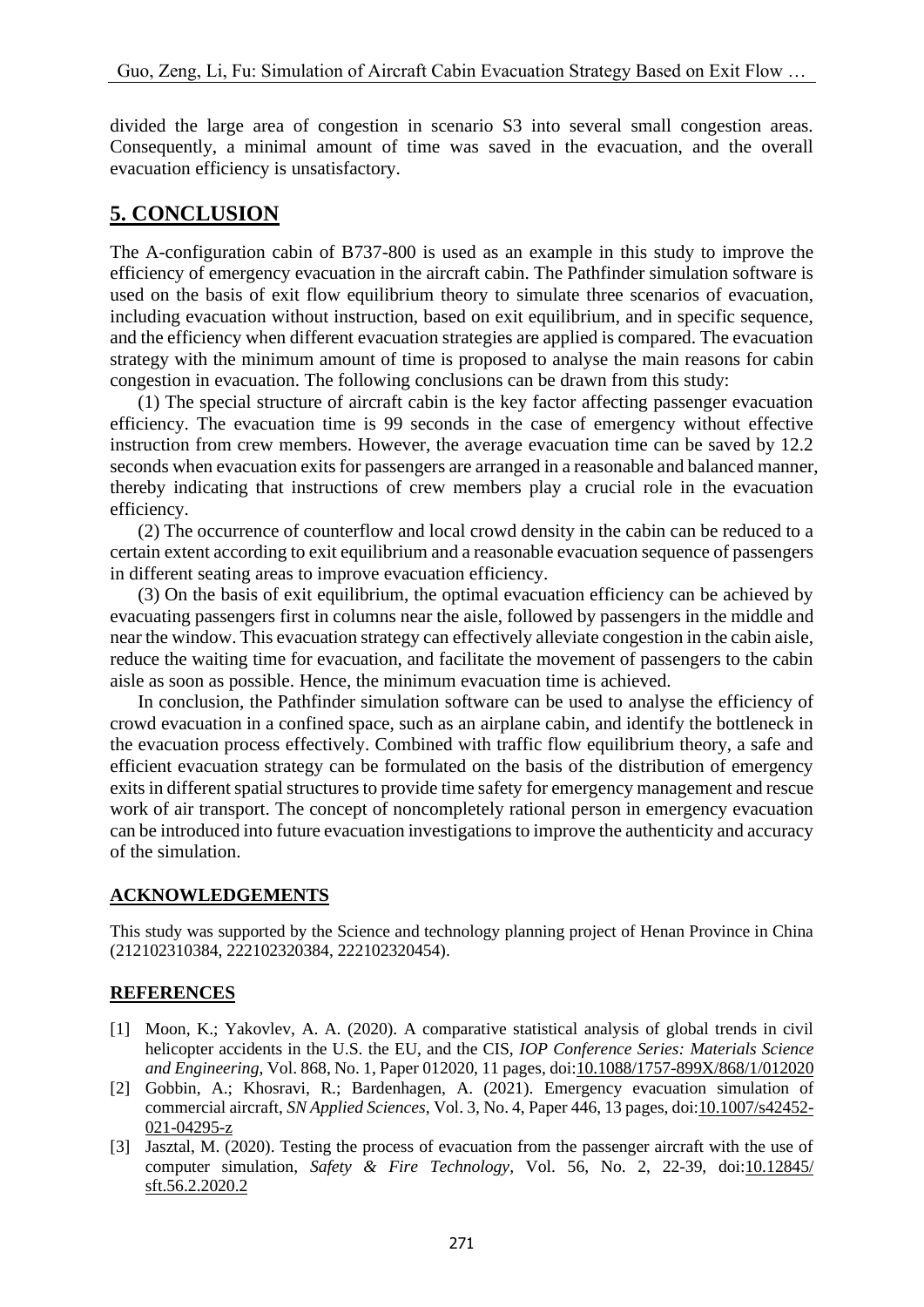divided the large area of congestion in scenario S3 into several small congestion areas. Consequently, a minimal amount of time was saved in the evacuation, and the overall evacuation efficiency is unsatisfactory.

## 5. CONCLUSION

The A-configuration cabin of B737-800 is used as an example in this study to improve the efficiency of emergency evacuation in the aircraft cabin. The Pathfinder simulation software is used on the basis of exit flow equilibrium theory to simulate three scenarios of evacuation, including evacuation without instruction, based on exit equilibrium, and in specific sequence, and the efficiency when different evacuation strategies are applied is compared. The evacuation strategy with the minimum amount of time is proposed to analyse the main reasons for cabin congestion in evacuation. The following conclusions can be drawn from this study:

(1) The special structure of aircraft cabin is the key factor affecting passenger evacuation efficiency. The evacuation time is 99 seconds in the case of emergency without effective instruction from crew members. However, the average evacuation time can be saved by 12.2 seconds when evacuation exits for passengers are arranged in a reasonable and balanced manner, thereby indicating that instructions of crew members play a crucial role in the evacuation efficiency.

(2) The occurrence of counterflow and local crowd density in the cabin can be reduced to a certain extent according to exit equilibrium and a reasonable evacuation sequence of passengers in different seating areas to improve evacuation efficiency.

(3) On the basis of exit equilibrium, the optimal evacuation efficiency can be achieved by evacuating passengers first in columns near the aisle, followed by passengers in the middle and near the window. This evacuation strategy can effectively alleviate congestion in the cabin aisle, reduce the waiting time for evacuation, and facilitate the movement of passengers to the cabin aisle as soon as possible. Hence, the minimum evacuation time is achieved.

In conclusion, the Pathfinder simulation software can be used to analyse the efficiency of crowd evacuation in a confined space, such as an airplane cabin, and identify the bottleneck in the evacuation process effectively. Combined with traffic flow equilibrium theory, a safe and efficient evacuation strategy can be formulated on the basis of the distribution of emergency exits in different spatial structures to provide time safety for emergency management and rescue work of air transport. The concept of noncompletely rational person in emergency evacuation can be introduced into future evacuation investigations to improve the authenticity and accuracy of the simulation.

### ACKNOWLEDGEMENTS

This study was supported by the Science and technology planning project of Henan Province in China (212102310384, 222102320384, 222102320454).

### REFERENCES

[1] Moon, K.; Yakovlev, A. A. (2020). A comparative statistical analysis of global trends in civil helicopter accidents in the U.S. the EU, and the CIS, *IOP Conference Series: Materials Science and Engineering*, Vol. 868, No. 1, Paper 012020, 11 pages, doi:10.1088/1757-899X/868/1/012020

[2] Gobbin, A.; Khosravi, R.; Bardenhagen, A. (2021). Emergency evacuation simulation of commercial aircraft, *SN Applied Sciences*, Vol. 3, No. 4, Paper 446, 13 pages, doi:10.1007/s42452-021-04295-z

[3] Jasztal, M. (2020). Testing the process of evacuation from the passenger aircraft with the use of computer simulation, *Safety & Fire Technology*, Vol. 56, No. 2, 22-39, doi:10.12845/sft.56.2.2020.2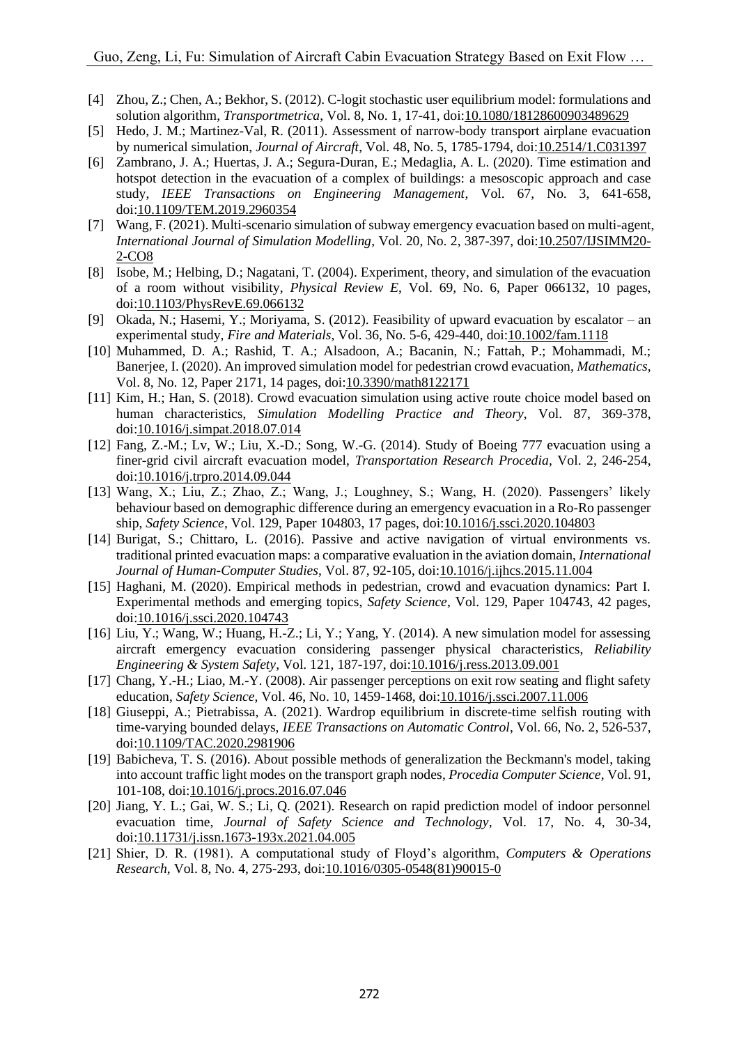[4] Zhou, Z.; Chen, A.; Bekhor, S. (2012). C-logit stochastic user equilibrium model: formulations and solution algorithm, *Transportmetrica*, Vol. 8, No. 1, 17-41, doi:10.1080/18128600903489629

[5] Hedo, J. M.; Martinez-Val, R. (2011). Assessment of narrow-body transport airplane evacuation by numerical simulation, *Journal of Aircraft*, Vol. 48, No. 5, 1785-1794, doi:10.2514/1.C031397

[6] Zambrano, J. A.; Huertas, J. A.; Segura-Duran, E.; Medaglia, A. L. (2020). Time estimation and hotspot detection in the evacuation of a complex of buildings: a mesoscopic approach and case study, *IEEE Transactions on Engineering Management*, Vol. 67, No. 3, 641-658, doi:10.1109/TEM.2019.2960354

[7] Wang, F. (2021). Multi-scenario simulation of subway emergency evacuation based on multi-agent, *International Journal of Simulation Modelling*, Vol. 20, No. 2, 387-397, doi:10.2507/IJSIMM20-2-CO8

[8] Isobe, M.; Helbing, D.; Nagatani, T. (2004). Experiment, theory, and simulation of the evacuation of a room without visibility, *Physical Review E*, Vol. 69, No. 6, Paper 066132, 10 pages, doi:10.1103/PhysRevE.69.066132

[9] Okada, N.; Hasemi, Y.; Moriyama, S. (2012). Feasibility of upward evacuation by escalator – an experimental study, *Fire and Materials*, Vol. 36, No. 5-6, 429-440, doi:10.1002/fam.1118

[10] Muhammed, D. A.; Rashid, T. A.; Alsadoon, A.; Bacanin, N.; Fattah, P.; Mohammadi, M.; Banerjee, I. (2020). An improved simulation model for pedestrian crowd evacuation, *Mathematics*, Vol. 8, No. 12, Paper 2171, 14 pages, doi:10.3390/math8122171

[11] Kim, H.; Han, S. (2018). Crowd evacuation simulation using active route choice model based on human characteristics, *Simulation Modelling Practice and Theory*, Vol. 87, 369-378, doi:10.1016/j.simpat.2018.07.014

[12] Fang, Z.-M.; Lv, W.; Liu, X.-D.; Song, W.-G. (2014). Study of Boeing 777 evacuation using a finer-grid civil aircraft evacuation model, *Transportation Research Procedia*, Vol. 2, 246-254, doi:10.1016/j.trpro.2014.09.044

[13] Wang, X.; Liu, Z.; Zhao, Z.; Wang, J.; Loughney, S.; Wang, H. (2020). Passengers' likely behaviour based on demographic difference during an emergency evacuation in a Ro-Ro passenger ship, *Safety Science*, Vol. 129, Paper 104803, 17 pages, doi:10.1016/j.ssci.2020.104803

[14] Burigat, S.; Chittaro, L. (2016). Passive and active navigation of virtual environments vs. traditional printed evacuation maps: a comparative evaluation in the aviation domain, *International Journal of Human-Computer Studies*, Vol. 87, 92-105, doi:10.1016/j.ijhcs.2015.11.004

[15] Haghani, M. (2020). Empirical methods in pedestrian, crowd and evacuation dynamics: Part I. Experimental methods and emerging topics, *Safety Science*, Vol. 129, Paper 104743, 42 pages, doi:10.1016/j.ssci.2020.104743

[16] Liu, Y.; Wang, W.; Huang, H.-Z.; Li, Y.; Yang, Y. (2014). A new simulation model for assessing aircraft emergency evacuation considering passenger physical characteristics, *Reliability Engineering & System Safety*, Vol. 121, 187-197, doi:10.1016/j.ress.2013.09.001

[17] Chang, Y.-H.; Liao, M.-Y. (2008). Air passenger perceptions on exit row seating and flight safety education, *Safety Science*, Vol. 46, No. 10, 1459-1468, doi:10.1016/j.ssci.2007.11.006

[18] Giuseppi, A.; Pietrabissa, A. (2021). Wardrop equilibrium in discrete-time selfish routing with time-varying bounded delays, *IEEE Transactions on Automatic Control*, Vol. 66, No. 2, 526-537, doi:10.1109/TAC.2020.2981906

[19] Babicheva, T. S. (2016). About possible methods of generalization the Beckmann's model, taking into account traffic light modes on the transport graph nodes, *Procedia Computer Science*, Vol. 91, 101-108, doi:10.1016/j.procs.2016.07.046

[20] Jiang, Y. L.; Gai, W. S.; Li, Q. (2021). Research on rapid prediction model of indoor personnel evacuation time, *Journal of Safety Science and Technology*, Vol. 17, No. 4, 30-34, doi:10.11731/j.issn.1673-193x.2021.04.005

[21] Shier, D. R. (1981). A computational study of Floyd's algorithm, *Computers & Operations Research*, Vol. 8, No. 4, 275-293, doi:10.1016/0305-0548(81)90015-0